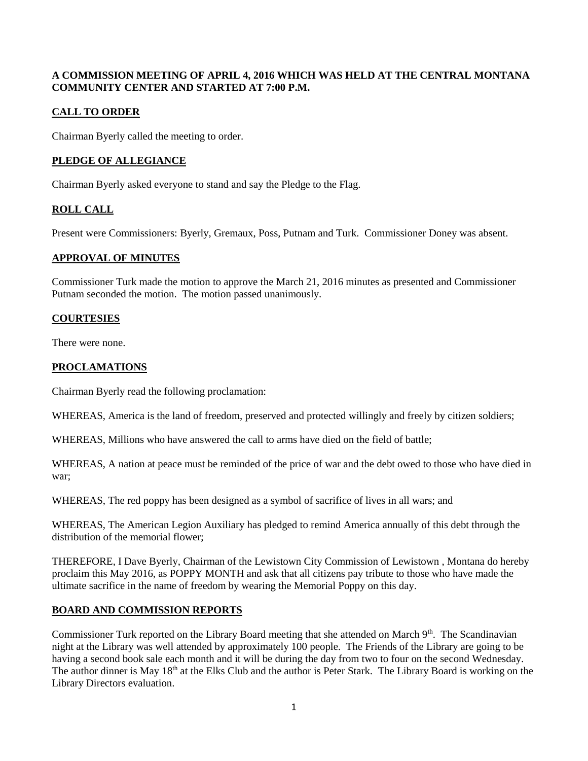**A COMMISSION MEETING OF APRIL 4, 2016 WHICH WAS HELD AT THE CENTRAL MONTANA COMMUNITY CENTER AND STARTED AT 7:00 P.M.**

## CALL TO ORDER

Chairman Byerly called the meeting to order.

## PLEDGE OF ALLEGIANCE

Chairman Byerly asked everyone to stand and say the Pledge to the Flag.

## ROLL CALL

Present were Commissioners: Byerly, Gremaux, Poss, Putnam and Turk. Commissioner Doney was absent.

## APPROVAL OF MINUTES

Commissioner Turk made the motion to approve the March 21, 2016 minutes as presented and Commissioner Putnam seconded the motion. The motion passed unanimously.

## COURTESIES

There were none.

## PROCLAMATIONS

Chairman Byerly read the following proclamation:

WHEREAS, America is the land of freedom, preserved and protected willingly and freely by citizen soldiers;

WHEREAS, Millions who have answered the call to arms have died on the field of battle;

WHEREAS, A nation at peace must be reminded of the price of war and the debt owed to those who have died in war;

WHEREAS, The red poppy has been designed as a symbol of sacrifice of lives in all wars; and

WHEREAS, The American Legion Auxiliary has pledged to remind America annually of this debt through the distribution of the memorial flower;

THEREFORE, I Dave Byerly, Chairman of the Lewistown City Commission of Lewistown , Montana do hereby proclaim this May 2016, as POPPY MONTH and ask that all citizens pay tribute to those who have made the ultimate sacrifice in the name of freedom by wearing the Memorial Poppy on this day.

## BOARD AND COMMISSION REPORTS

Commissioner Turk reported on the Library Board meeting that she attended on March 9th. The Scandinavian night at the Library was well attended by approximately 100 people. The Friends of the Library are going to be having a second book sale each month and it will be during the day from two to four on the second Wednesday. The author dinner is May 18th at the Elks Club and the author is Peter Stark. The Library Board is working on the Library Directors evaluation.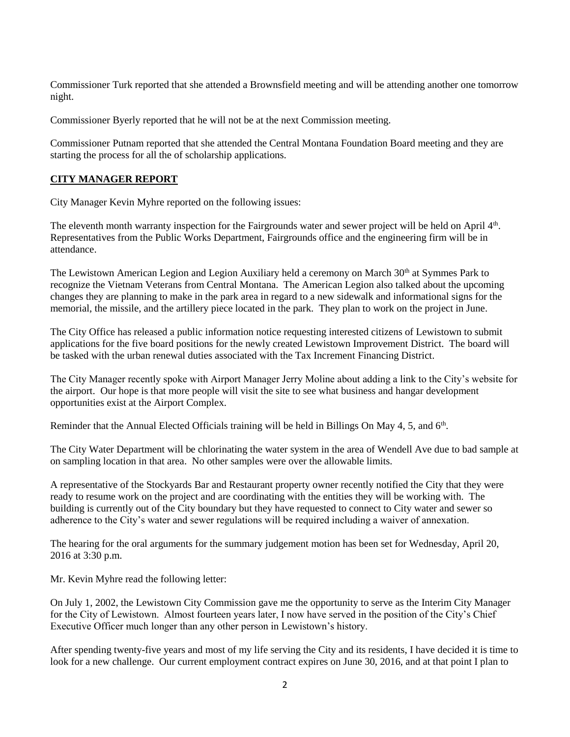Commissioner Turk reported that she attended a Brownsfield meeting and will be attending another one tomorrow night.

Commissioner Byerly reported that he will not be at the next Commission meeting.

Commissioner Putnam reported that she attended the Central Montana Foundation Board meeting and they are starting the process for all the of scholarship applications.

## **CITY MANAGER REPORT**

City Manager Kevin Myhre reported on the following issues:

The eleventh month warranty inspection for the Fairgrounds water and sewer project will be held on April 4th. Representatives from the Public Works Department, Fairgrounds office and the engineering firm will be in attendance.

The Lewistown American Legion and Legion Auxiliary held a ceremony on March 30th at Symmes Park to recognize the Vietnam Veterans from Central Montana. The American Legion also talked about the upcoming changes they are planning to make in the park area in regard to a new sidewalk and informational signs for the memorial, the missile, and the artillery piece located in the park. They plan to work on the project in June.

The City Office has released a public information notice requesting interested citizens of Lewistown to submit applications for the five board positions for the newly created Lewistown Improvement District. The board will be tasked with the urban renewal duties associated with the Tax Increment Financing District.

The City Manager recently spoke with Airport Manager Jerry Moline about adding a link to the City's website for the airport. Our hope is that more people will visit the site to see what business and hangar development opportunities exist at the Airport Complex.

Reminder that the Annual Elected Officials training will be held in Billings On May 4, 5, and 6th.

The City Water Department will be chlorinating the water system in the area of Wendell Ave due to bad sample at on sampling location in that area. No other samples were over the allowable limits.

A representative of the Stockyards Bar and Restaurant property owner recently notified the City that they were ready to resume work on the project and are coordinating with the entities they will be working with. The building is currently out of the City boundary but they have requested to connect to City water and sewer so adherence to the City's water and sewer regulations will be required including a waiver of annexation.

The hearing for the oral arguments for the summary judgement motion has been set for Wednesday, April 20, 2016 at 3:30 p.m.

Mr. Kevin Myhre read the following letter:

On July 1, 2002, the Lewistown City Commission gave me the opportunity to serve as the Interim City Manager for the City of Lewistown. Almost fourteen years later, I now have served in the position of the City's Chief Executive Officer much longer than any other person in Lewistown's history.

After spending twenty-five years and most of my life serving the City and its residents, I have decided it is time to look for a new challenge. Our current employment contract expires on June 30, 2016, and at that point I plan to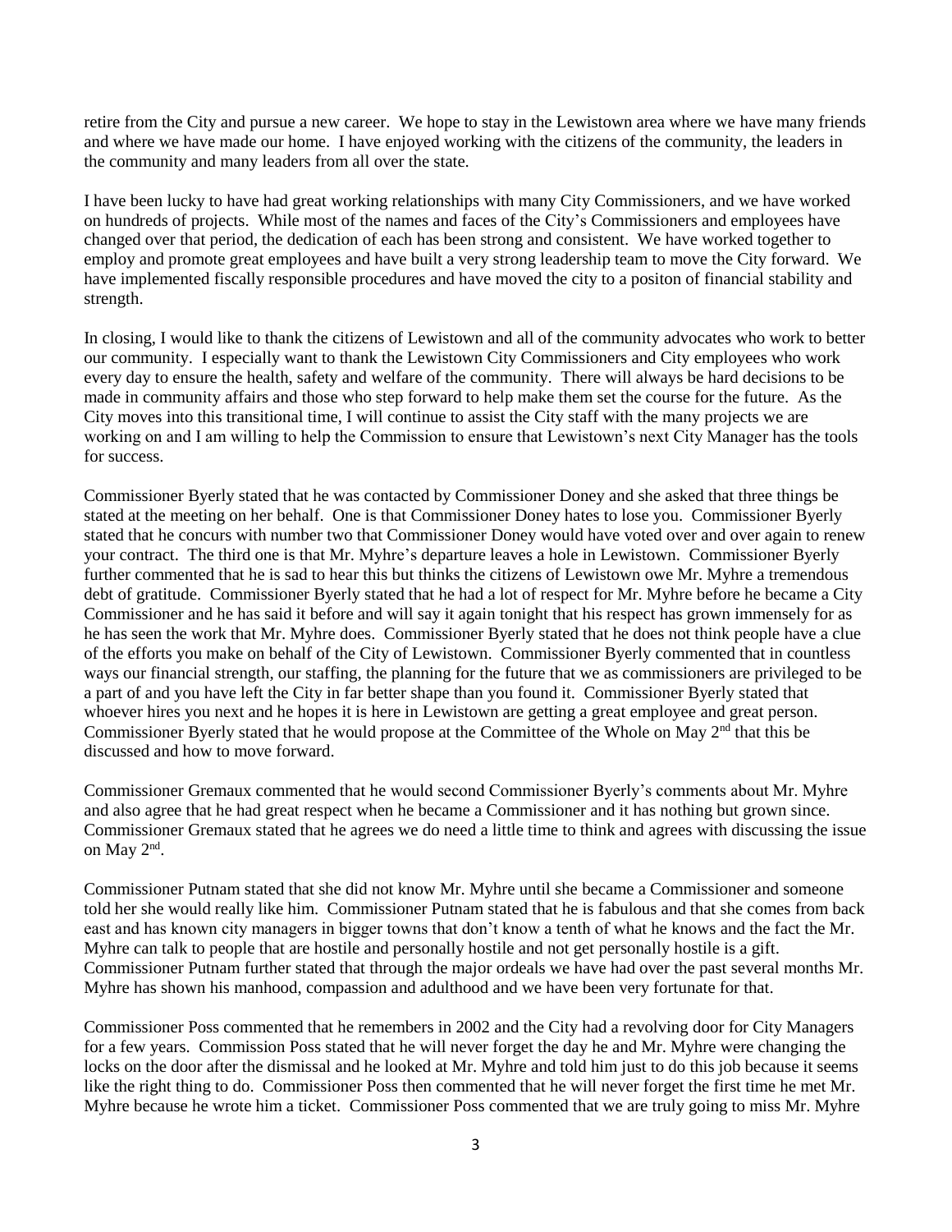retire from the City and pursue a new career. We hope to stay in the Lewistown area where we have many friends and where we have made our home. I have enjoyed working with the citizens of the community, the leaders in the community and many leaders from all over the state.

I have been lucky to have had great working relationships with many City Commissioners, and we have worked on hundreds of projects. While most of the names and faces of the City's Commissioners and employees have changed over that period, the dedication of each has been strong and consistent. We have worked together to employ and promote great employees and have built a very strong leadership team to move the City forward. We have implemented fiscally responsible procedures and have moved the city to a positon of financial stability and strength.

In closing, I would like to thank the citizens of Lewistown and all of the community advocates who work to better our community. I especially want to thank the Lewistown City Commissioners and City employees who work every day to ensure the health, safety and welfare of the community. There will always be hard decisions to be made in community affairs and those who step forward to help make them set the course for the future. As the City moves into this transitional time, I will continue to assist the City staff with the many projects we are working on and I am willing to help the Commission to ensure that Lewistown's next City Manager has the tools for success.

Commissioner Byerly stated that he was contacted by Commissioner Doney and she asked that three things be stated at the meeting on her behalf. One is that Commissioner Doney hates to lose you. Commissioner Byerly stated that he concurs with number two that Commissioner Doney would have voted over and over again to renew your contract. The third one is that Mr. Myhre's departure leaves a hole in Lewistown. Commissioner Byerly further commented that he is sad to hear this but thinks the citizens of Lewistown owe Mr. Myhre a tremendous debt of gratitude. Commissioner Byerly stated that he had a lot of respect for Mr. Myhre before he became a City Commissioner and he has said it before and will say it again tonight that his respect has grown immensely for as he has seen the work that Mr. Myhre does. Commissioner Byerly stated that he does not think people have a clue of the efforts you make on behalf of the City of Lewistown. Commissioner Byerly commented that in countless ways our financial strength, our staffing, the planning for the future that we as commissioners are privileged to be a part of and you have left the City in far better shape than you found it. Commissioner Byerly stated that whoever hires you next and he hopes it is here in Lewistown are getting a great employee and great person. Commissioner Byerly stated that he would propose at the Committee of the Whole on May 2nd that this be discussed and how to move forward.

Commissioner Gremaux commented that he would second Commissioner Byerly's comments about Mr. Myhre and also agree that he had great respect when he became a Commissioner and it has nothing but grown since. Commissioner Gremaux stated that he agrees we do need a little time to think and agrees with discussing the issue on May 2nd.

Commissioner Putnam stated that she did not know Mr. Myhre until she became a Commissioner and someone told her she would really like him. Commissioner Putnam stated that he is fabulous and that she comes from back east and has known city managers in bigger towns that don't know a tenth of what he knows and the fact the Mr. Myhre can talk to people that are hostile and personally hostile and not get personally hostile is a gift. Commissioner Putnam further stated that through the major ordeals we have had over the past several months Mr. Myhre has shown his manhood, compassion and adulthood and we have been very fortunate for that.

Commissioner Poss commented that he remembers in 2002 and the City had a revolving door for City Managers for a few years. Commission Poss stated that he will never forget the day he and Mr. Myhre were changing the locks on the door after the dismissal and he looked at Mr. Myhre and told him just to do this job because it seems like the right thing to do. Commissioner Poss then commented that he will never forget the first time he met Mr. Myhre because he wrote him a ticket. Commissioner Poss commented that we are truly going to miss Mr. Myhre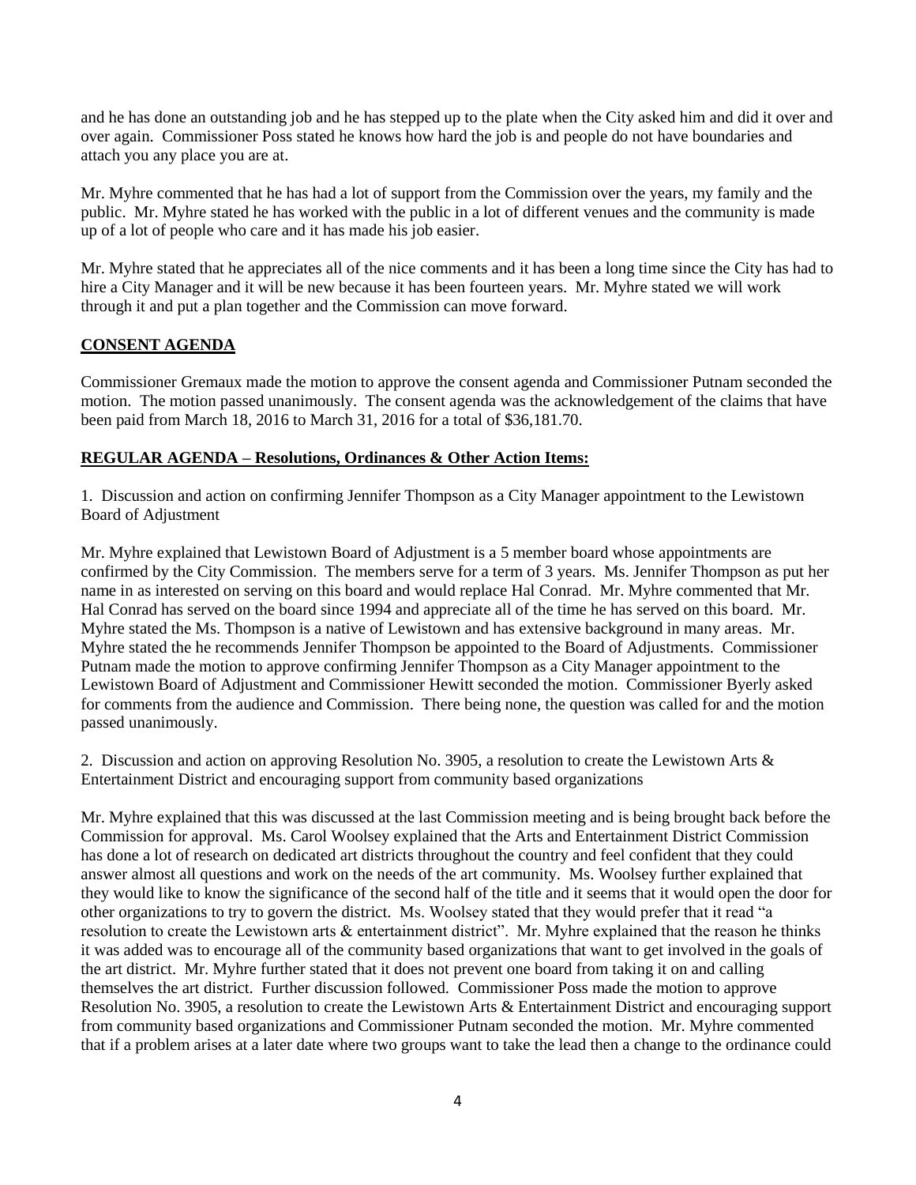and he has done an outstanding job and he has stepped up to the plate when the City asked him and did it over and over again. Commissioner Poss stated he knows how hard the job is and people do not have boundaries and attach you any place you are at.

Mr. Myhre commented that he has had a lot of support from the Commission over the years, my family and the public. Mr. Myhre stated he has worked with the public in a lot of different venues and the community is made up of a lot of people who care and it has made his job easier.

Mr. Myhre stated that he appreciates all of the nice comments and it has been a long time since the City has had to hire a City Manager and it will be new because it has been fourteen years. Mr. Myhre stated we will work through it and put a plan together and the Commission can move forward.

**CONSENT AGENDA**

Commissioner Gremaux made the motion to approve the consent agenda and Commissioner Putnam seconded the motion. The motion passed unanimously. The consent agenda was the acknowledgement of the claims that have been paid from March 18, 2016 to March 31, 2016 for a total of $36,181.70.

**REGULAR AGENDA – Resolutions, Ordinances & Other Action Items:**

1. Discussion and action on confirming Jennifer Thompson as a City Manager appointment to the Lewistown Board of Adjustment

Mr. Myhre explained that Lewistown Board of Adjustment is a 5 member board whose appointments are confirmed by the City Commission. The members serve for a term of 3 years. Ms. Jennifer Thompson as put her name in as interested on serving on this board and would replace Hal Conrad. Mr. Myhre commented that Mr. Hal Conrad has served on the board since 1994 and appreciate all of the time he has served on this board. Mr. Myhre stated the Ms. Thompson is a native of Lewistown and has extensive background in many areas. Mr. Myhre stated the he recommends Jennifer Thompson be appointed to the Board of Adjustments. Commissioner Putnam made the motion to approve confirming Jennifer Thompson as a City Manager appointment to the Lewistown Board of Adjustment and Commissioner Hewitt seconded the motion. Commissioner Byerly asked for comments from the audience and Commission. There being none, the question was called for and the motion passed unanimously.

2. Discussion and action on approving Resolution No. 3905, a resolution to create the Lewistown Arts & Entertainment District and encouraging support from community based organizations

Mr. Myhre explained that this was discussed at the last Commission meeting and is being brought back before the Commission for approval. Ms. Carol Woolsey explained that the Arts and Entertainment District Commission has done a lot of research on dedicated art districts throughout the country and feel confident that they could answer almost all questions and work on the needs of the art community. Ms. Woolsey further explained that they would like to know the significance of the second half of the title and it seems that it would open the door for other organizations to try to govern the district. Ms. Woolsey stated that they would prefer that it read "a resolution to create the Lewistown arts & entertainment district". Mr. Myhre explained that the reason he thinks it was added was to encourage all of the community based organizations that want to get involved in the goals of the art district. Mr. Myhre further stated that it does not prevent one board from taking it on and calling themselves the art district. Further discussion followed. Commissioner Poss made the motion to approve Resolution No. 3905, a resolution to create the Lewistown Arts & Entertainment District and encouraging support from community based organizations and Commissioner Putnam seconded the motion. Mr. Myhre commented that if a problem arises at a later date where two groups want to take the lead then a change to the ordinance could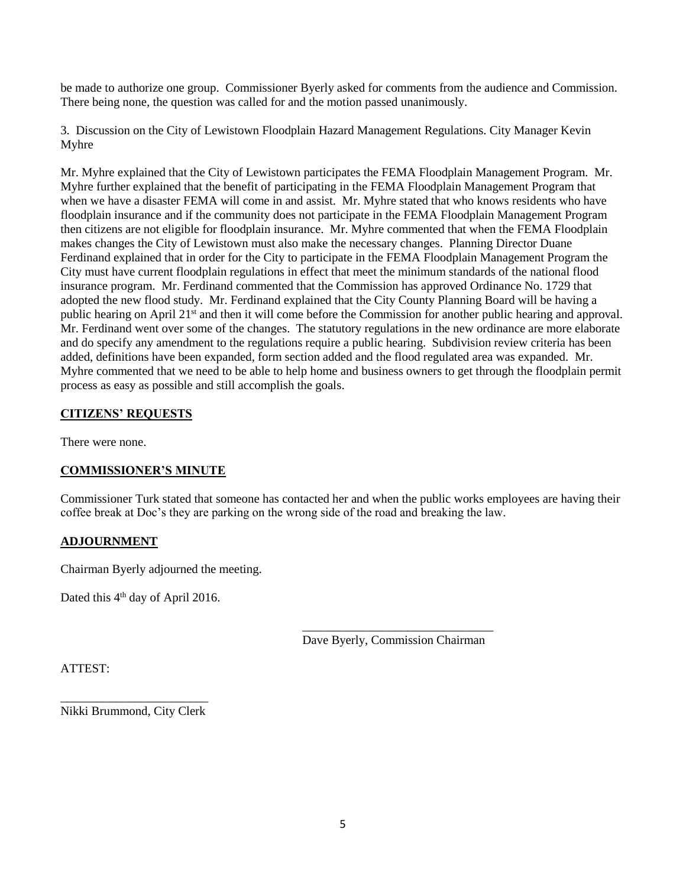be made to authorize one group. Commissioner Byerly asked for comments from the audience and Commission. There being none, the question was called for and the motion passed unanimously.

3. Discussion on the City of Lewistown Floodplain Hazard Management Regulations. City Manager Kevin Myhre

Mr. Myhre explained that the City of Lewistown participates the FEMA Floodplain Management Program. Mr. Myhre further explained that the benefit of participating in the FEMA Floodplain Management Program that when we have a disaster FEMA will come in and assist. Mr. Myhre stated that who knows residents who have floodplain insurance and if the community does not participate in the FEMA Floodplain Management Program then citizens are not eligible for floodplain insurance. Mr. Myhre commented that when the FEMA Floodplain makes changes the City of Lewistown must also make the necessary changes. Planning Director Duane Ferdinand explained that in order for the City to participate in the FEMA Floodplain Management Program the City must have current floodplain regulations in effect that meet the minimum standards of the national flood insurance program. Mr. Ferdinand commented that the Commission has approved Ordinance No. 1729 that adopted the new flood study. Mr. Ferdinand explained that the City County Planning Board will be having a public hearing on April 21st and then it will come before the Commission for another public hearing and approval. Mr. Ferdinand went over some of the changes. The statutory regulations in the new ordinance are more elaborate and do specify any amendment to the regulations require a public hearing. Subdivision review criteria has been added, definitions have been expanded, form section added and the flood regulated area was expanded. Mr. Myhre commented that we need to be able to help home and business owners to get through the floodplain permit process as easy as possible and still accomplish the goals.

## CITIZENS' REQUESTS

There were none.

## COMMISSIONER'S MINUTE

Commissioner Turk stated that someone has contacted her and when the public works employees are having their coffee break at Doc's they are parking on the wrong side of the road and breaking the law.

## ADJOURNMENT

Chairman Byerly adjourned the meeting.

Dated this 4th day of April 2016.

\_\_\_\_\_\_\_\_\_\_\_\_\_\_\_\_\_\_\_\_\_\_\_\_\_\_\_\_\_\_\_\_
Dave Byerly, Commission Chairman

ATTEST:

\_\_\_\_\_\_\_\_\_\_\_\_\_\_\_\_\_\_\_\_\_\_\_\_\_
Nikki Brummond, City Clerk